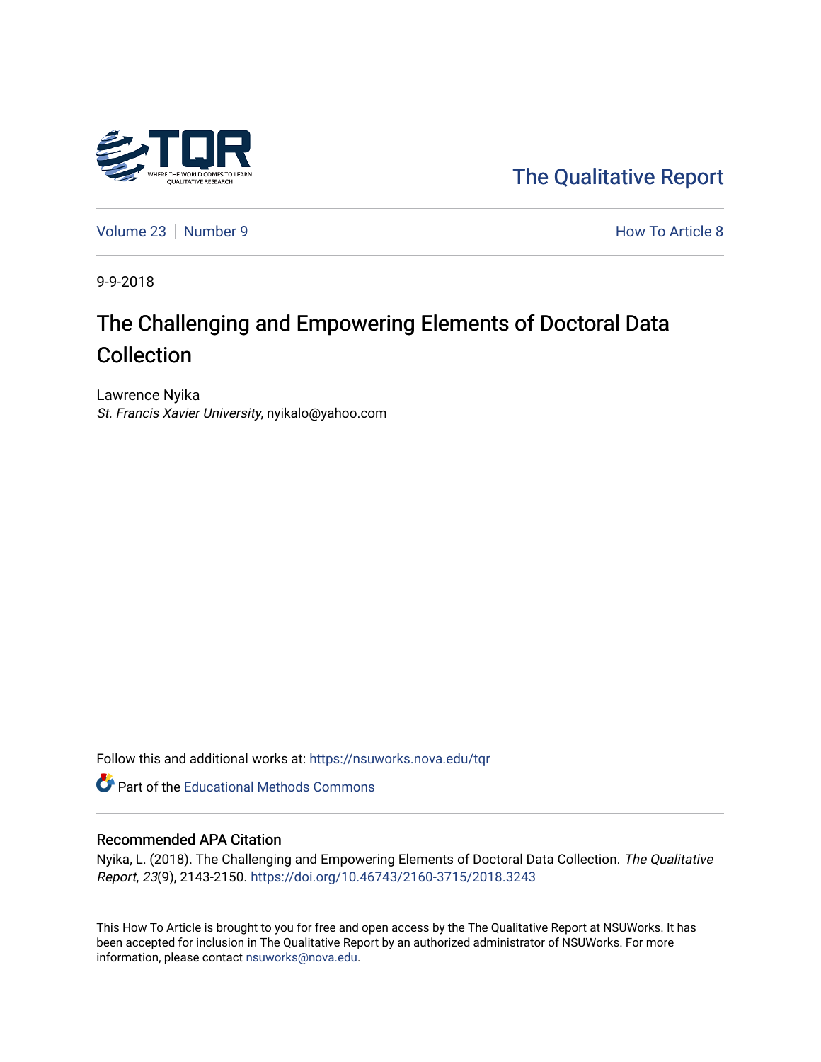The Qualitative Report

Volume 23 | Number 9 — How To Article 8

9-9-2018

# The Challenging and Empowering Elements of Doctoral Data Collection

Lawrence Nyika
*St. Francis Xavier University*, nyikalo@yahoo.com

Follow this and additional works at: https://nsuworks.nova.edu/tqr

Part of the Educational Methods Commons

## Recommended APA Citation

Nyika, L. (2018). The Challenging and Empowering Elements of Doctoral Data Collection. *The Qualitative Report*, *23*(9), 2143-2150. https://doi.org/10.46743/2160-3715/2018.3243

This How To Article is brought to you for free and open access by the The Qualitative Report at NSUWorks. It has been accepted for inclusion in The Qualitative Report by an authorized administrator of NSUWorks. For more information, please contact nsuworks@nova.edu.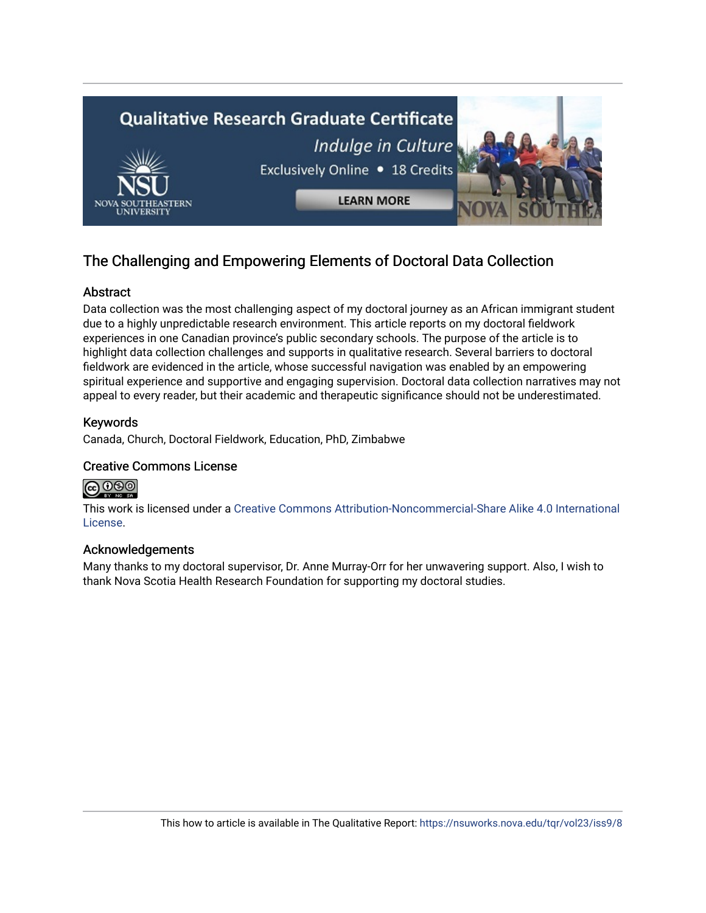## The Challenging and Empowering Elements of Doctoral Data Collection

### Abstract

Data collection was the most challenging aspect of my doctoral journey as an African immigrant student due to a highly unpredictable research environment. This article reports on my doctoral fieldwork experiences in one Canadian province's public secondary schools. The purpose of the article is to highlight data collection challenges and supports in qualitative research. Several barriers to doctoral fieldwork are evidenced in the article, whose successful navigation was enabled by an empowering spiritual experience and supportive and engaging supervision. Doctoral data collection narratives may not appeal to every reader, but their academic and therapeutic significance should not be underestimated.

### Keywords

Canada, Church, Doctoral Fieldwork, Education, PhD, Zimbabwe

### Creative Commons License

This work is licensed under a Creative Commons Attribution-Noncommercial-Share Alike 4.0 International License.

### Acknowledgements

Many thanks to my doctoral supervisor, Dr. Anne Murray-Orr for her unwavering support. Also, I wish to thank Nova Scotia Health Research Foundation for supporting my doctoral studies.

This how to article is available in The Qualitative Report: https://nsuworks.nova.edu/tqr/vol23/iss9/8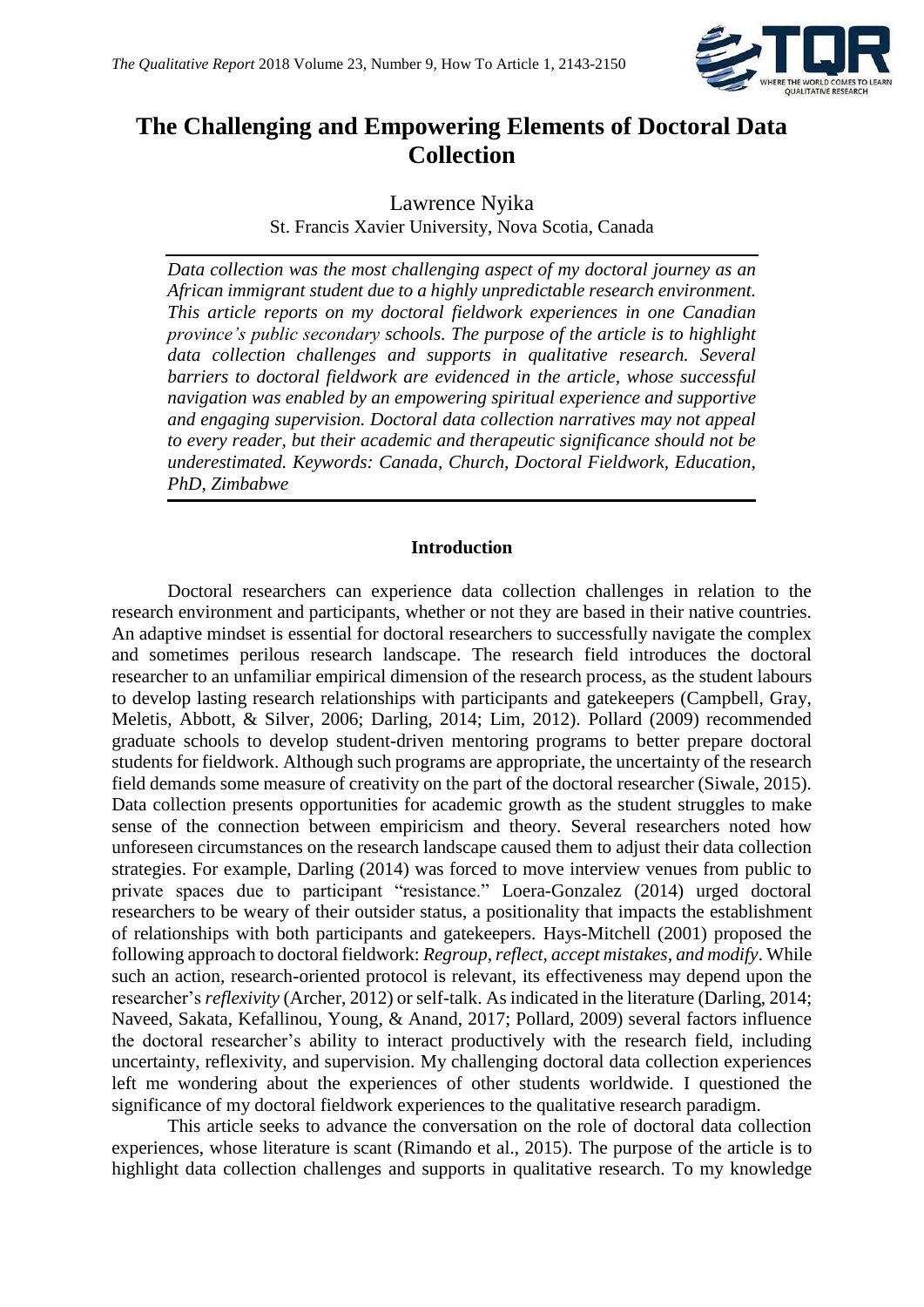# The Challenging and Empowering Elements of Doctoral Data Collection

Lawrence Nyika

St. Francis Xavier University, Nova Scotia, Canada

*Data collection was the most challenging aspect of my doctoral journey as an African immigrant student due to a highly unpredictable research environment. This article reports on my doctoral fieldwork experiences in one Canadian province's public secondary schools. The purpose of the article is to highlight data collection challenges and supports in qualitative research. Several barriers to doctoral fieldwork are evidenced in the article, whose successful navigation was enabled by an empowering spiritual experience and supportive and engaging supervision. Doctoral data collection narratives may not appeal to every reader, but their academic and therapeutic significance should not be underestimated. Keywords: Canada, Church, Doctoral Fieldwork, Education, PhD, Zimbabwe*

## Introduction

Doctoral researchers can experience data collection challenges in relation to the research environment and participants, whether or not they are based in their native countries. An adaptive mindset is essential for doctoral researchers to successfully navigate the complex and sometimes perilous research landscape. The research field introduces the doctoral researcher to an unfamiliar empirical dimension of the research process, as the student labours to develop lasting research relationships with participants and gatekeepers (Campbell, Gray, Meletis, Abbott, & Silver, 2006; Darling, 2014; Lim, 2012). Pollard (2009) recommended graduate schools to develop student-driven mentoring programs to better prepare doctoral students for fieldwork. Although such programs are appropriate, the uncertainty of the research field demands some measure of creativity on the part of the doctoral researcher (Siwale, 2015). Data collection presents opportunities for academic growth as the student struggles to make sense of the connection between empiricism and theory. Several researchers noted how unforeseen circumstances on the research landscape caused them to adjust their data collection strategies. For example, Darling (2014) was forced to move interview venues from public to private spaces due to participant "resistance." Loera-Gonzalez (2014) urged doctoral researchers to be weary of their outsider status, a positionality that impacts the establishment of relationships with both participants and gatekeepers. Hays-Mitchell (2001) proposed the following approach to doctoral fieldwork: *Regroup, reflect, accept mistakes, and modify*. While such an action, research-oriented protocol is relevant, its effectiveness may depend upon the researcher's *reflexivity* (Archer, 2012) or self-talk. As indicated in the literature (Darling, 2014; Naveed, Sakata, Kefallinou, Young, & Anand, 2017; Pollard, 2009) several factors influence the doctoral researcher's ability to interact productively with the research field, including uncertainty, reflexivity, and supervision. My challenging doctoral data collection experiences left me wondering about the experiences of other students worldwide. I questioned the significance of my doctoral fieldwork experiences to the qualitative research paradigm.

This article seeks to advance the conversation on the role of doctoral data collection experiences, whose literature is scant (Rimando et al., 2015). The purpose of the article is to highlight data collection challenges and supports in qualitative research. To my knowledge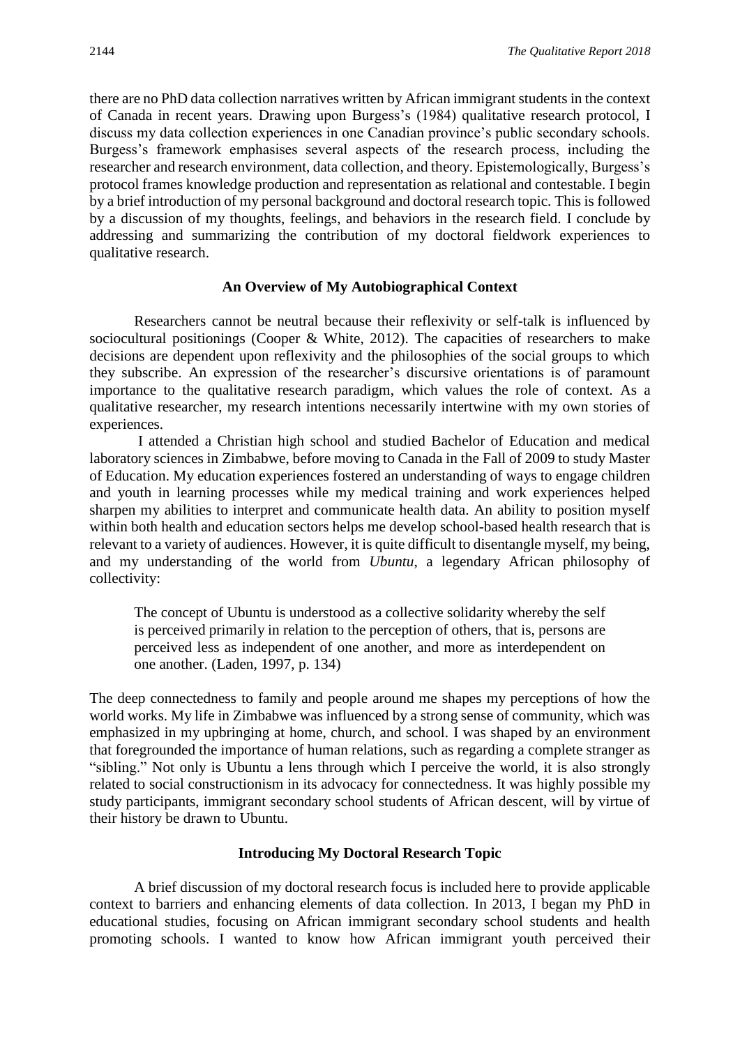there are no PhD data collection narratives written by African immigrant students in the context of Canada in recent years. Drawing upon Burgess's (1984) qualitative research protocol, I discuss my data collection experiences in one Canadian province's public secondary schools. Burgess's framework emphasises several aspects of the research process, including the researcher and research environment, data collection, and theory. Epistemologically, Burgess's protocol frames knowledge production and representation as relational and contestable. I begin by a brief introduction of my personal background and doctoral research topic. This is followed by a discussion of my thoughts, feelings, and behaviors in the research field. I conclude by addressing and summarizing the contribution of my doctoral fieldwork experiences to qualitative research.

## An Overview of My Autobiographical Context

Researchers cannot be neutral because their reflexivity or self-talk is influenced by sociocultural positionings (Cooper & White, 2012). The capacities of researchers to make decisions are dependent upon reflexivity and the philosophies of the social groups to which they subscribe. An expression of the researcher's discursive orientations is of paramount importance to the qualitative research paradigm, which values the role of context. As a qualitative researcher, my research intentions necessarily intertwine with my own stories of experiences.

I attended a Christian high school and studied Bachelor of Education and medical laboratory sciences in Zimbabwe, before moving to Canada in the Fall of 2009 to study Master of Education. My education experiences fostered an understanding of ways to engage children and youth in learning processes while my medical training and work experiences helped sharpen my abilities to interpret and communicate health data. An ability to position myself within both health and education sectors helps me develop school-based health research that is relevant to a variety of audiences. However, it is quite difficult to disentangle myself, my being, and my understanding of the world from *Ubuntu*, a legendary African philosophy of collectivity:

> The concept of Ubuntu is understood as a collective solidarity whereby the self is perceived primarily in relation to the perception of others, that is, persons are perceived less as independent of one another, and more as interdependent on one another. (Laden, 1997, p. 134)

The deep connectedness to family and people around me shapes my perceptions of how the world works. My life in Zimbabwe was influenced by a strong sense of community, which was emphasized in my upbringing at home, church, and school. I was shaped by an environment that foregrounded the importance of human relations, such as regarding a complete stranger as "sibling." Not only is Ubuntu a lens through which I perceive the world, it is also strongly related to social constructionism in its advocacy for connectedness. It was highly possible my study participants, immigrant secondary school students of African descent, will by virtue of their history be drawn to Ubuntu.

## Introducing My Doctoral Research Topic

A brief discussion of my doctoral research focus is included here to provide applicable context to barriers and enhancing elements of data collection. In 2013, I began my PhD in educational studies, focusing on African immigrant secondary school students and health promoting schools. I wanted to know how African immigrant youth perceived their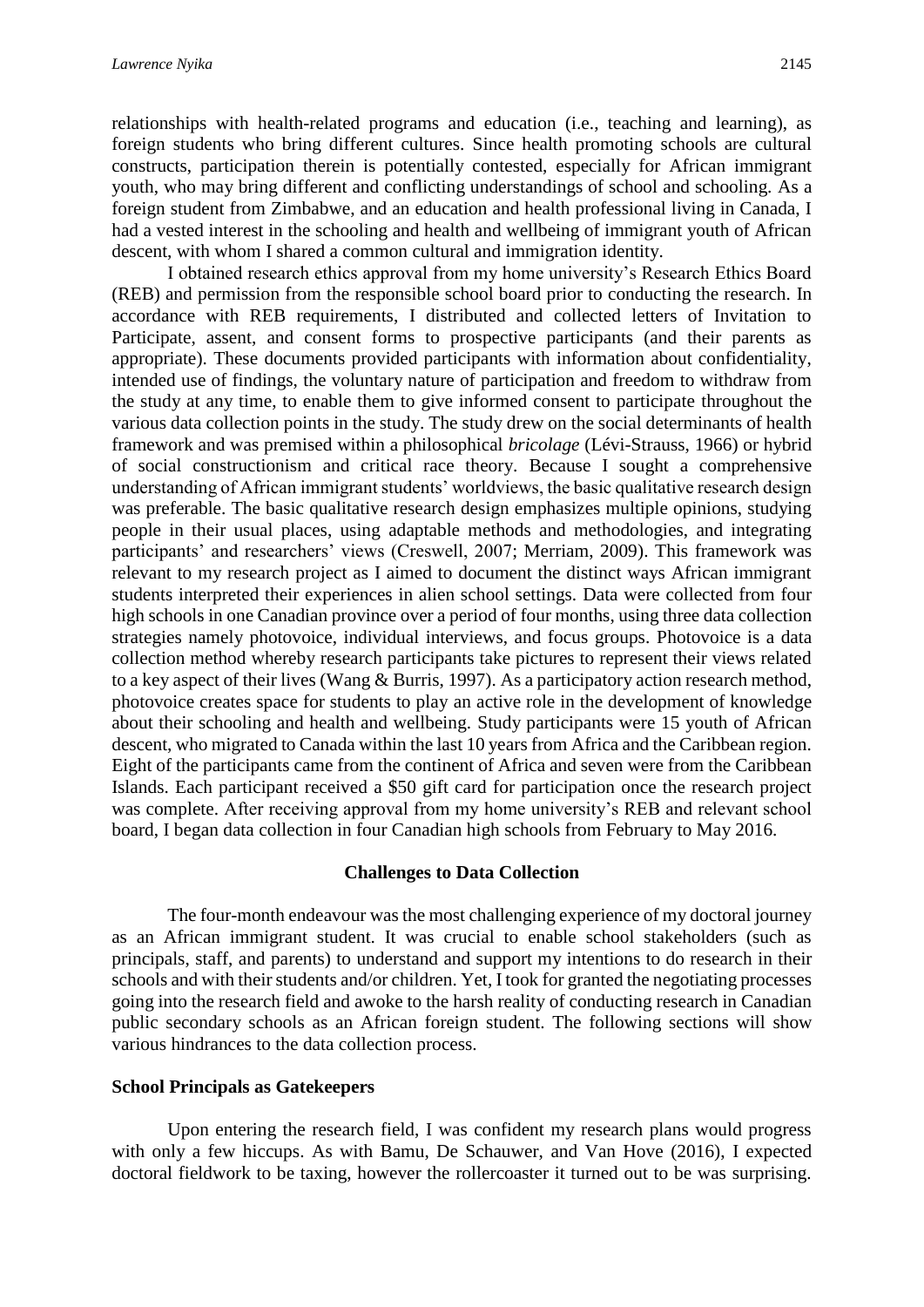relationships with health-related programs and education (i.e., teaching and learning), as foreign students who bring different cultures. Since health promoting schools are cultural constructs, participation therein is potentially contested, especially for African immigrant youth, who may bring different and conflicting understandings of school and schooling. As a foreign student from Zimbabwe, and an education and health professional living in Canada, I had a vested interest in the schooling and health and wellbeing of immigrant youth of African descent, with whom I shared a common cultural and immigration identity.

I obtained research ethics approval from my home university's Research Ethics Board (REB) and permission from the responsible school board prior to conducting the research. In accordance with REB requirements, I distributed and collected letters of Invitation to Participate, assent, and consent forms to prospective participants (and their parents as appropriate). These documents provided participants with information about confidentiality, intended use of findings, the voluntary nature of participation and freedom to withdraw from the study at any time, to enable them to give informed consent to participate throughout the various data collection points in the study. The study drew on the social determinants of health framework and was premised within a philosophical *bricolage* (Lévi-Strauss, 1966) or hybrid of social constructionism and critical race theory. Because I sought a comprehensive understanding of African immigrant students' worldviews, the basic qualitative research design was preferable. The basic qualitative research design emphasizes multiple opinions, studying people in their usual places, using adaptable methods and methodologies, and integrating participants' and researchers' views (Creswell, 2007; Merriam, 2009). This framework was relevant to my research project as I aimed to document the distinct ways African immigrant students interpreted their experiences in alien school settings. Data were collected from four high schools in one Canadian province over a period of four months, using three data collection strategies namely photovoice, individual interviews, and focus groups. Photovoice is a data collection method whereby research participants take pictures to represent their views related to a key aspect of their lives (Wang & Burris, 1997). As a participatory action research method, photovoice creates space for students to play an active role in the development of knowledge about their schooling and health and wellbeing. Study participants were 15 youth of African descent, who migrated to Canada within the last 10 years from Africa and the Caribbean region. Eight of the participants came from the continent of Africa and seven were from the Caribbean Islands. Each participant received a $50 gift card for participation once the research project was complete. After receiving approval from my home university's REB and relevant school board, I began data collection in four Canadian high schools from February to May 2016.

## Challenges to Data Collection

The four-month endeavour was the most challenging experience of my doctoral journey as an African immigrant student. It was crucial to enable school stakeholders (such as principals, staff, and parents) to understand and support my intentions to do research in their schools and with their students and/or children. Yet, I took for granted the negotiating processes going into the research field and awoke to the harsh reality of conducting research in Canadian public secondary schools as an African foreign student. The following sections will show various hindrances to the data collection process.

### School Principals as Gatekeepers

Upon entering the research field, I was confident my research plans would progress with only a few hiccups. As with Bamu, De Schauwer, and Van Hove (2016), I expected doctoral fieldwork to be taxing, however the rollercoaster it turned out to be was surprising.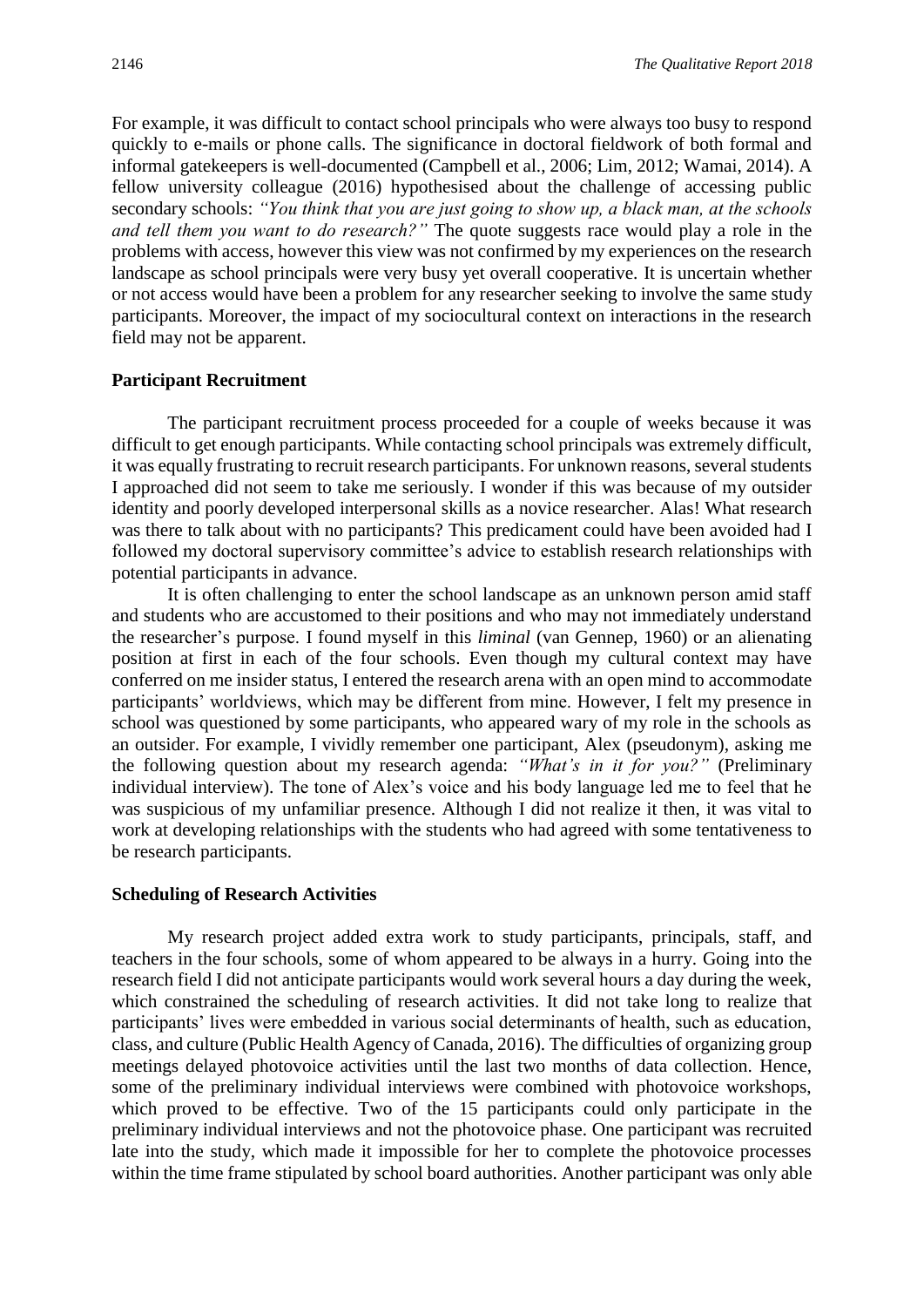For example, it was difficult to contact school principals who were always too busy to respond quickly to e-mails or phone calls. The significance in doctoral fieldwork of both formal and informal gatekeepers is well-documented (Campbell et al., 2006; Lim, 2012; Wamai, 2014). A fellow university colleague (2016) hypothesised about the challenge of accessing public secondary schools: *"You think that you are just going to show up, a black man, at the schools and tell them you want to do research?"* The quote suggests race would play a role in the problems with access, however this view was not confirmed by my experiences on the research landscape as school principals were very busy yet overall cooperative. It is uncertain whether or not access would have been a problem for any researcher seeking to involve the same study participants. Moreover, the impact of my sociocultural context on interactions in the research field may not be apparent.

**Participant Recruitment**

The participant recruitment process proceeded for a couple of weeks because it was difficult to get enough participants. While contacting school principals was extremely difficult, it was equally frustrating to recruit research participants. For unknown reasons, several students I approached did not seem to take me seriously. I wonder if this was because of my outsider identity and poorly developed interpersonal skills as a novice researcher. Alas! What research was there to talk about with no participants? This predicament could have been avoided had I followed my doctoral supervisory committee's advice to establish research relationships with potential participants in advance.

It is often challenging to enter the school landscape as an unknown person amid staff and students who are accustomed to their positions and who may not immediately understand the researcher's purpose. I found myself in this *liminal* (van Gennep, 1960) or an alienating position at first in each of the four schools. Even though my cultural context may have conferred on me insider status, I entered the research arena with an open mind to accommodate participants' worldviews, which may be different from mine. However, I felt my presence in school was questioned by some participants, who appeared wary of my role in the schools as an outsider. For example, I vividly remember one participant, Alex (pseudonym), asking me the following question about my research agenda: *"What's in it for you?"* (Preliminary individual interview). The tone of Alex's voice and his body language led me to feel that he was suspicious of my unfamiliar presence. Although I did not realize it then, it was vital to work at developing relationships with the students who had agreed with some tentativeness to be research participants.

**Scheduling of Research Activities**

My research project added extra work to study participants, principals, staff, and teachers in the four schools, some of whom appeared to be always in a hurry. Going into the research field I did not anticipate participants would work several hours a day during the week, which constrained the scheduling of research activities. It did not take long to realize that participants' lives were embedded in various social determinants of health, such as education, class, and culture (Public Health Agency of Canada, 2016). The difficulties of organizing group meetings delayed photovoice activities until the last two months of data collection. Hence, some of the preliminary individual interviews were combined with photovoice workshops, which proved to be effective. Two of the 15 participants could only participate in the preliminary individual interviews and not the photovoice phase. One participant was recruited late into the study, which made it impossible for her to complete the photovoice processes within the time frame stipulated by school board authorities. Another participant was only able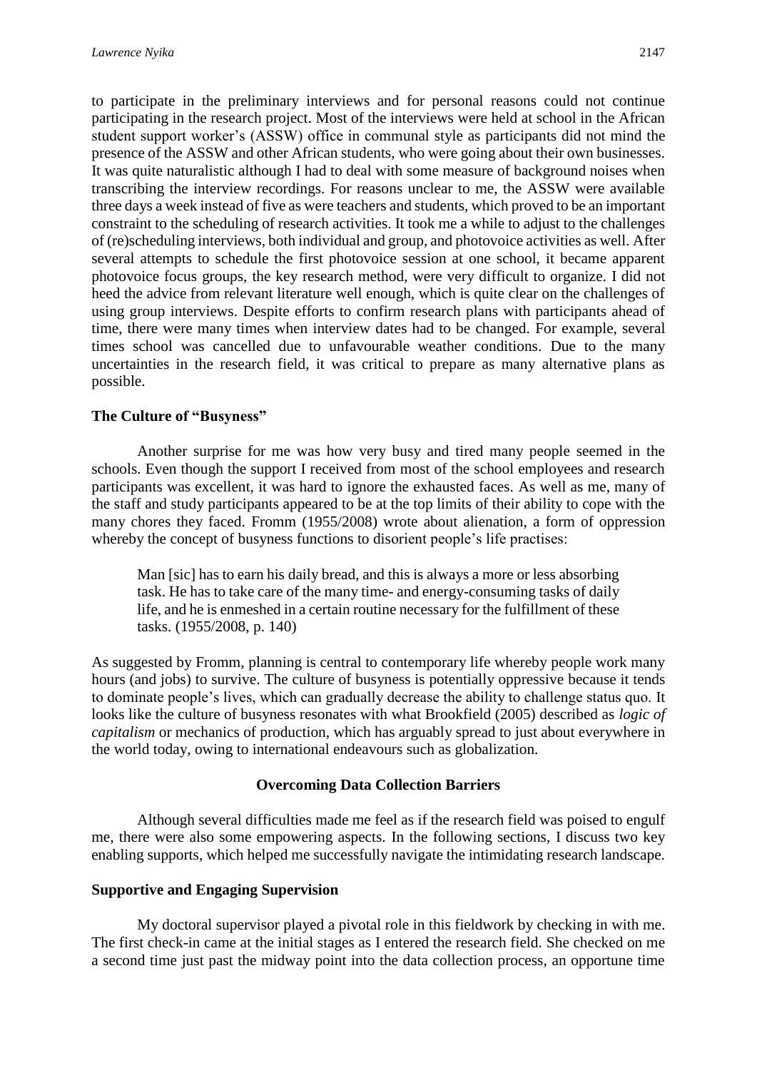to participate in the preliminary interviews and for personal reasons could not continue participating in the research project. Most of the interviews were held at school in the African student support worker's (ASSW) office in communal style as participants did not mind the presence of the ASSW and other African students, who were going about their own businesses. It was quite naturalistic although I had to deal with some measure of background noises when transcribing the interview recordings. For reasons unclear to me, the ASSW were available three days a week instead of five as were teachers and students, which proved to be an important constraint to the scheduling of research activities. It took me a while to adjust to the challenges of (re)scheduling interviews, both individual and group, and photovoice activities as well. After several attempts to schedule the first photovoice session at one school, it became apparent photovoice focus groups, the key research method, were very difficult to organize. I did not heed the advice from relevant literature well enough, which is quite clear on the challenges of using group interviews. Despite efforts to confirm research plans with participants ahead of time, there were many times when interview dates had to be changed. For example, several times school was cancelled due to unfavourable weather conditions. Due to the many uncertainties in the research field, it was critical to prepare as many alternative plans as possible.

### The Culture of "Busyness"

Another surprise for me was how very busy and tired many people seemed in the schools. Even though the support I received from most of the school employees and research participants was excellent, it was hard to ignore the exhausted faces. As well as me, many of the staff and study participants appeared to be at the top limits of their ability to cope with the many chores they faced. Fromm (1955/2008) wrote about alienation, a form of oppression whereby the concept of busyness functions to disorient people's life practises:

> Man [sic] has to earn his daily bread, and this is always a more or less absorbing task. He has to take care of the many time- and energy-consuming tasks of daily life, and he is enmeshed in a certain routine necessary for the fulfillment of these tasks. (1955/2008, p. 140)

As suggested by Fromm, planning is central to contemporary life whereby people work many hours (and jobs) to survive. The culture of busyness is potentially oppressive because it tends to dominate people's lives, which can gradually decrease the ability to challenge status quo. It looks like the culture of busyness resonates with what Brookfield (2005) described as *logic of capitalism* or mechanics of production, which has arguably spread to just about everywhere in the world today, owing to international endeavours such as globalization.

## Overcoming Data Collection Barriers

Although several difficulties made me feel as if the research field was poised to engulf me, there were also some empowering aspects. In the following sections, I discuss two key enabling supports, which helped me successfully navigate the intimidating research landscape.

### Supportive and Engaging Supervision

My doctoral supervisor played a pivotal role in this fieldwork by checking in with me. The first check-in came at the initial stages as I entered the research field. She checked on me a second time just past the midway point into the data collection process, an opportune time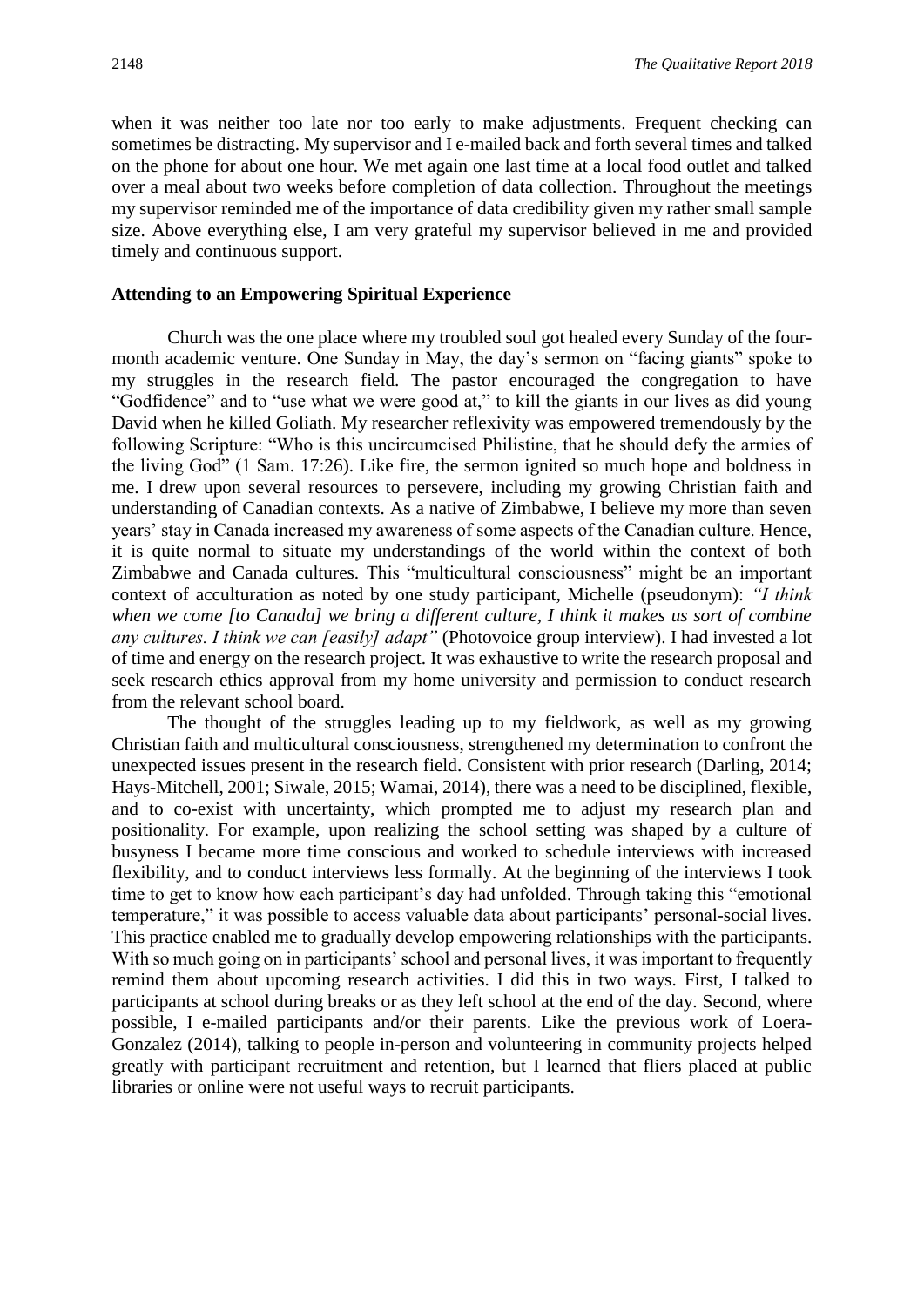when it was neither too late nor too early to make adjustments. Frequent checking can sometimes be distracting. My supervisor and I e-mailed back and forth several times and talked on the phone for about one hour. We met again one last time at a local food outlet and talked over a meal about two weeks before completion of data collection. Throughout the meetings my supervisor reminded me of the importance of data credibility given my rather small sample size. Above everything else, I am very grateful my supervisor believed in me and provided timely and continuous support.

### Attending to an Empowering Spiritual Experience

Church was the one place where my troubled soul got healed every Sunday of the four-month academic venture. One Sunday in May, the day's sermon on "facing giants" spoke to my struggles in the research field. The pastor encouraged the congregation to have "Godfidence" and to "use what we were good at," to kill the giants in our lives as did young David when he killed Goliath. My researcher reflexivity was empowered tremendously by the following Scripture: "Who is this uncircumcised Philistine, that he should defy the armies of the living God" (1 Sam. 17:26). Like fire, the sermon ignited so much hope and boldness in me. I drew upon several resources to persevere, including my growing Christian faith and understanding of Canadian contexts. As a native of Zimbabwe, I believe my more than seven years' stay in Canada increased my awareness of some aspects of the Canadian culture. Hence, it is quite normal to situate my understandings of the world within the context of both Zimbabwe and Canada cultures. This "multicultural consciousness" might be an important context of acculturation as noted by one study participant, Michelle (pseudonym): *"I think when we come [to Canada] we bring a different culture, I think it makes us sort of combine any cultures. I think we can [easily] adapt"* (Photovoice group interview). I had invested a lot of time and energy on the research project. It was exhaustive to write the research proposal and seek research ethics approval from my home university and permission to conduct research from the relevant school board.

The thought of the struggles leading up to my fieldwork, as well as my growing Christian faith and multicultural consciousness, strengthened my determination to confront the unexpected issues present in the research field. Consistent with prior research (Darling, 2014; Hays-Mitchell, 2001; Siwale, 2015; Wamai, 2014), there was a need to be disciplined, flexible, and to co-exist with uncertainty, which prompted me to adjust my research plan and positionality. For example, upon realizing the school setting was shaped by a culture of busyness I became more time conscious and worked to schedule interviews with increased flexibility, and to conduct interviews less formally. At the beginning of the interviews I took time to get to know how each participant's day had unfolded. Through taking this "emotional temperature," it was possible to access valuable data about participants' personal-social lives. This practice enabled me to gradually develop empowering relationships with the participants. With so much going on in participants' school and personal lives, it was important to frequently remind them about upcoming research activities. I did this in two ways. First, I talked to participants at school during breaks or as they left school at the end of the day. Second, where possible, I e-mailed participants and/or their parents. Like the previous work of Loera-Gonzalez (2014), talking to people in-person and volunteering in community projects helped greatly with participant recruitment and retention, but I learned that fliers placed at public libraries or online were not useful ways to recruit participants.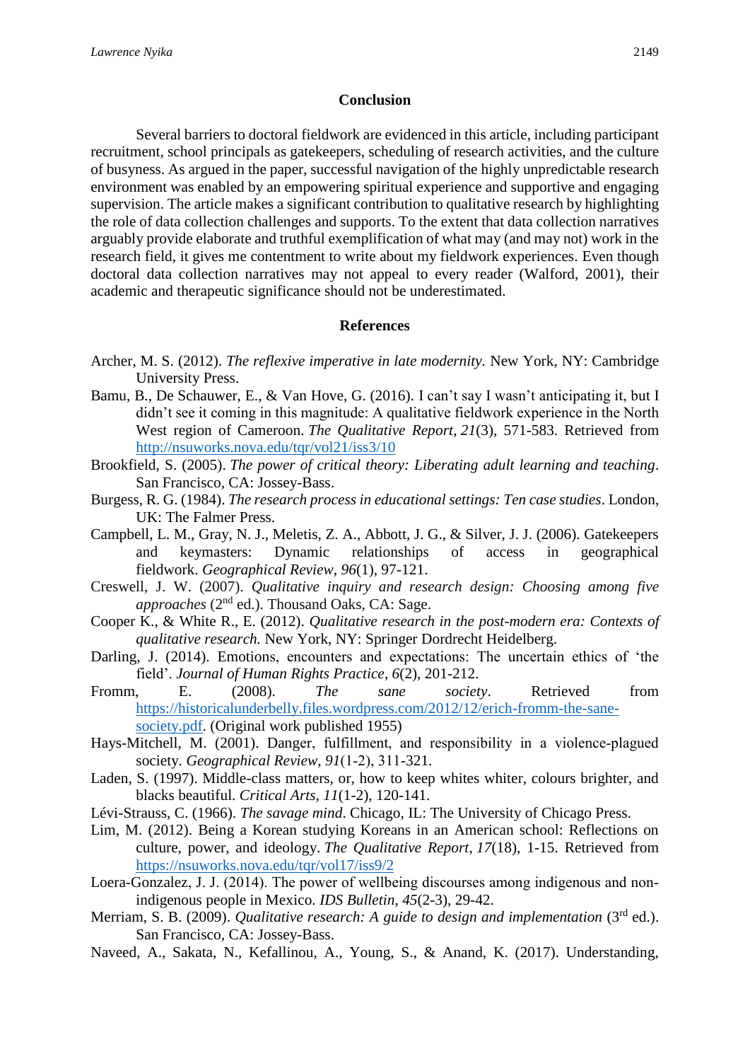## Conclusion

Several barriers to doctoral fieldwork are evidenced in this article, including participant recruitment, school principals as gatekeepers, scheduling of research activities, and the culture of busyness. As argued in the paper, successful navigation of the highly unpredictable research environment was enabled by an empowering spiritual experience and supportive and engaging supervision. The article makes a significant contribution to qualitative research by highlighting the role of data collection challenges and supports. To the extent that data collection narratives arguably provide elaborate and truthful exemplification of what may (and may not) work in the research field, it gives me contentment to write about my fieldwork experiences. Even though doctoral data collection narratives may not appeal to every reader (Walford, 2001), their academic and therapeutic significance should not be underestimated.

## References

Archer, M. S. (2012). *The reflexive imperative in late modernity.* New York, NY: Cambridge University Press.

Bamu, B., De Schauwer, E., & Van Hove, G. (2016). I can't say I wasn't anticipating it, but I didn't see it coming in this magnitude: A qualitative fieldwork experience in the North West region of Cameroon. *The Qualitative Report*, *21*(3), 571-583. Retrieved from http://nsuworks.nova.edu/tqr/vol21/iss3/10

Brookfield, S. (2005). *The power of critical theory: Liberating adult learning and teaching*. San Francisco, CA: Jossey-Bass.

Burgess, R. G. (1984). *The research process in educational settings: Ten case studies*. London, UK: The Falmer Press.

Campbell, L. M., Gray, N. J., Meletis, Z. A., Abbott, J. G., & Silver, J. J. (2006). Gatekeepers and keymasters: Dynamic relationships of access in geographical fieldwork. *Geographical Review*, *96*(1), 97-121.

Creswell, J. W. (2007). *Qualitative inquiry and research design: Choosing among five approaches* (2nd ed.). Thousand Oaks, CA: Sage.

Cooper K., & White R., E. (2012). *Qualitative research in the post-modern era: Contexts of qualitative research.* New York, NY: Springer Dordrecht Heidelberg.

Darling, J. (2014). Emotions, encounters and expectations: The uncertain ethics of 'the field'. *Journal of Human Rights Practice*, *6*(2), 201-212.

Fromm, E. (2008). *The sane society*. Retrieved from https://historicalunderbelly.files.wordpress.com/2012/12/erich-fromm-the-sane-society.pdf. (Original work published 1955)

Hays-Mitchell, M. (2001). Danger, fulfillment, and responsibility in a violence-plagued society. *Geographical Review*, *91*(1-2), 311-321.

Laden, S. (1997). Middle-class matters, or, how to keep whites whiter, colours brighter, and blacks beautiful. *Critical Arts*, *11*(1-2), 120-141.

Lévi-Strauss, C. (1966). *The savage mind*. Chicago, IL: The University of Chicago Press.

Lim, M. (2012). Being a Korean studying Koreans in an American school: Reflections on culture, power, and ideology. *The Qualitative Report*, *17*(18), 1-15. Retrieved from https://nsuworks.nova.edu/tqr/vol17/iss9/2

Loera-Gonzalez, J. J. (2014). The power of wellbeing discourses among indigenous and non-indigenous people in Mexico. *IDS Bulletin*, *45*(2-3), 29-42.

Merriam, S. B. (2009). *Qualitative research: A guide to design and implementation* (3rd ed.). San Francisco, CA: Jossey-Bass.

Naveed, A., Sakata, N., Kefallinou, A., Young, S., & Anand, K. (2017). Understanding,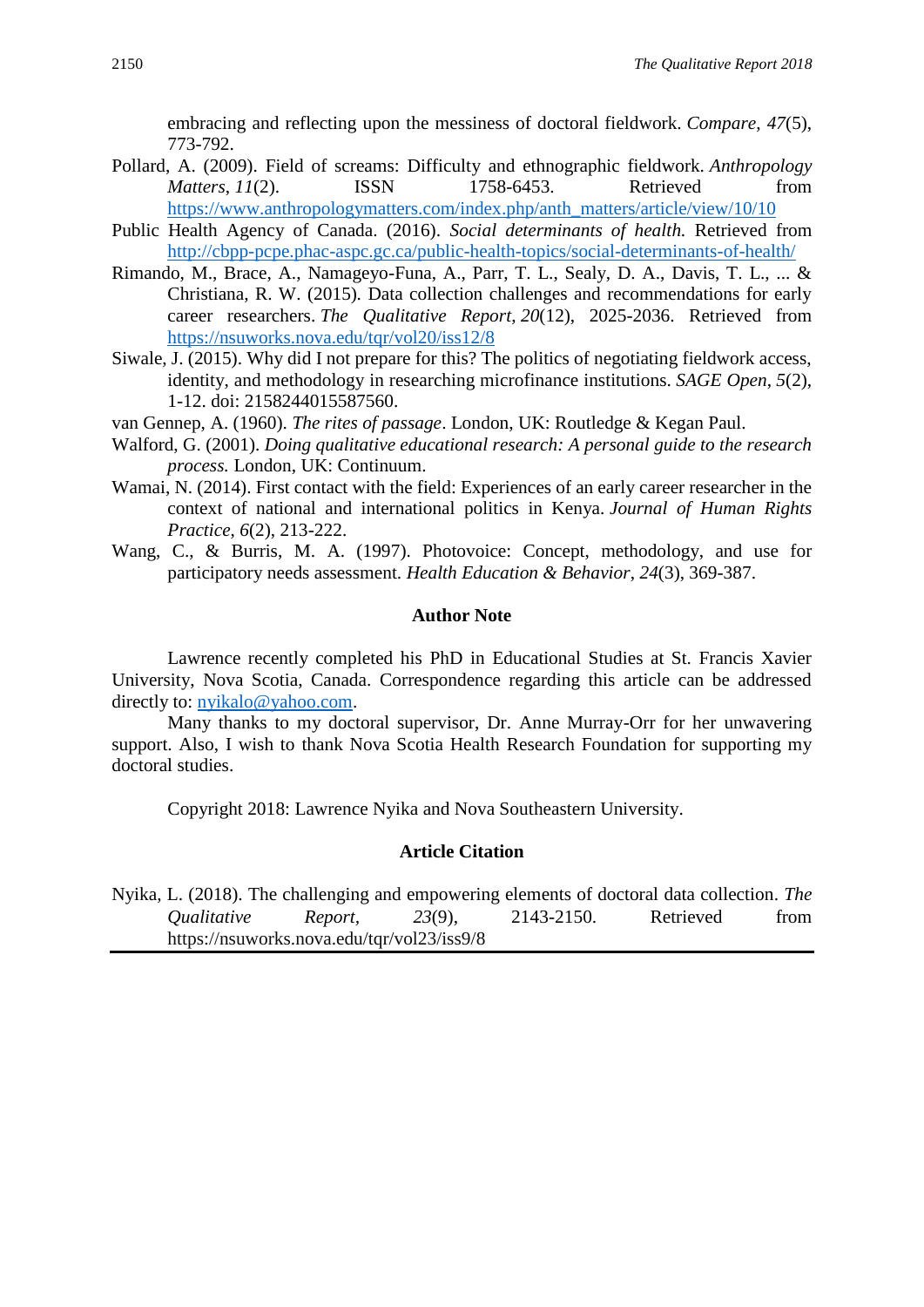embracing and reflecting upon the messiness of doctoral fieldwork. *Compare*, *47*(5), 773-792.

Pollard, A. (2009). Field of screams: Difficulty and ethnographic fieldwork. *Anthropology Matters*, *11*(2). ISSN 1758-6453. Retrieved from https://www.anthropologymatters.com/index.php/anth_matters/article/view/10/10

Public Health Agency of Canada. (2016). *Social determinants of health.* Retrieved from http://cbpp-pcpe.phac-aspc.gc.ca/public-health-topics/social-determinants-of-health/

Rimando, M., Brace, A., Namageyo-Funa, A., Parr, T. L., Sealy, D. A., Davis, T. L., ... & Christiana, R. W. (2015). Data collection challenges and recommendations for early career researchers. *The Qualitative Report*, *20*(12), 2025-2036. Retrieved from https://nsuworks.nova.edu/tqr/vol20/iss12/8

Siwale, J. (2015). Why did I not prepare for this? The politics of negotiating fieldwork access, identity, and methodology in researching microfinance institutions. *SAGE Open*, *5*(2), 1-12. doi: 2158244015587560.

van Gennep, A. (1960). *The rites of passage*. London, UK: Routledge & Kegan Paul.

Walford, G. (2001). *Doing qualitative educational research: A personal guide to the research process.* London, UK: Continuum.

Wamai, N. (2014). First contact with the field: Experiences of an early career researcher in the context of national and international politics in Kenya. *Journal of Human Rights Practice*, *6*(2), 213-222.

Wang, C., & Burris, M. A. (1997). Photovoice: Concept, methodology, and use for participatory needs assessment. *Health Education & Behavior*, *24*(3), 369-387.

## Author Note

Lawrence recently completed his PhD in Educational Studies at St. Francis Xavier University, Nova Scotia, Canada. Correspondence regarding this article can be addressed directly to: nyikalo@yahoo.com.

Many thanks to my doctoral supervisor, Dr. Anne Murray-Orr for her unwavering support. Also, I wish to thank Nova Scotia Health Research Foundation for supporting my doctoral studies.

Copyright 2018: Lawrence Nyika and Nova Southeastern University.

## Article Citation

Nyika, L. (2018). The challenging and empowering elements of doctoral data collection. *The Qualitative Report*, *23*(9), 2143-2150. Retrieved from https://nsuworks.nova.edu/tqr/vol23/iss9/8